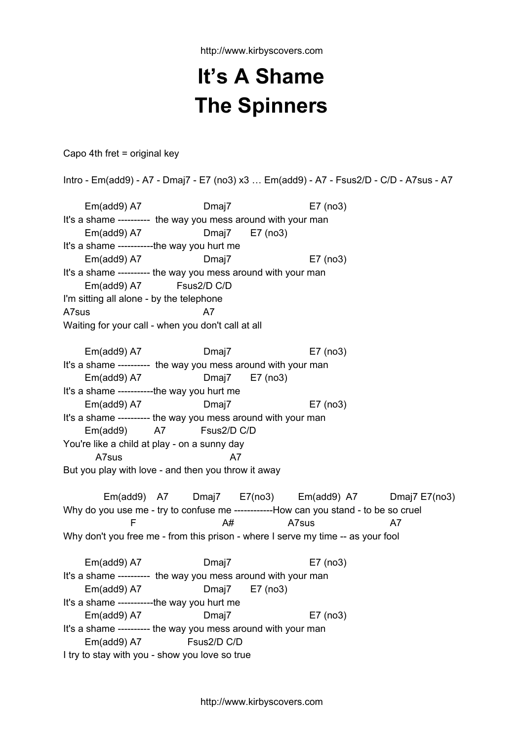# It's A Shame
# The Spinners

Capo 4th fret = original key

Intro - Em(add9) - A7 - Dmaj7 - E7 (no3) x3 … Em(add9) - A7 - Fsus2/D - C/D - A7sus - A7

```
      Em(add9) A7                   Dmaj7                    E7 (no3)
It's a shame ----------  the way you mess around with your man
      Em(add9) A7                   Dmaj7       E7 (no3)
It's a shame -----------the way you hurt me
      Em(add9) A7                   Dmaj7                    E7 (no3)
It's a shame ---------- the way you mess around with your man
      Em(add9) A7             Fsus2/D C/D
I'm sitting all alone - by the telephone
A7sus                               A7
Waiting for your call - when you don't call at all

      Em(add9) A7                   Dmaj7                    E7 (no3)
It's a shame ----------  the way you mess around with your man
      Em(add9) A7                   Dmaj7       E7 (no3)
It's a shame -----------the way you hurt me
      Em(add9) A7                   Dmaj7                    E7 (no3)
It's a shame ---------- the way you mess around with your man
      Em(add9)         A7         Fsus2/D C/D
You're like a child at play - on a sunny day
         A7sus                             A7
But you play with love - and then you throw it away

            Em(add9)    A7        Dmaj7      E7(no3)       Em(add9)  A7           Dmaj7 E7(no3)
Why do you use me - try to confuse me ------------How can you stand - to be so cruel
                    F                         A#                A7sus                   A7
Why don't you free me - from this prison - where I serve my time -- as your fool

      Em(add9) A7                   Dmaj7                    E7 (no3)
It's a shame ----------  the way you mess around with your man
      Em(add9) A7                   Dmaj7       E7 (no3)
It's a shame -----------the way you hurt me
      Em(add9) A7                   Dmaj7                    E7 (no3)
It's a shame ---------- the way you mess around with your man
      Em(add9) A7               Fsus2/D C/D
I try to stay with you - show you love so true
```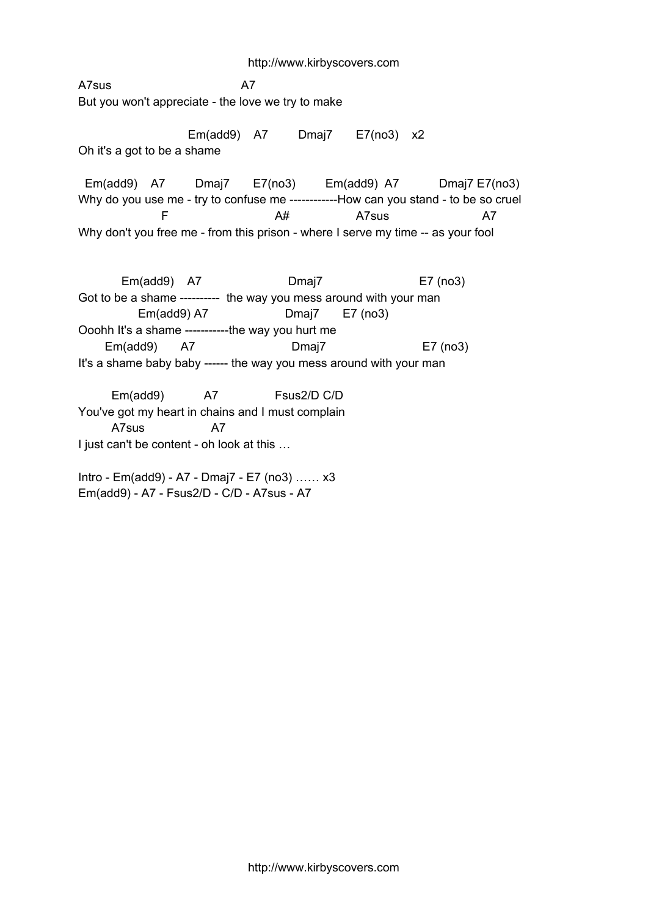```
A7sus                               A7
But you won't appreciate - the love we try to make

                         Em(add9)    A7        Dmaj7       E7(no3)    x2
Oh it's a got to be a shame

  Em(add9)    A7        Dmaj7       E7(no3)        Em(add9)  A7           Dmaj7 E7(no3)
Why do you use me - try to confuse me ------------How can you stand - to be so cruel
                  F                         A#                A7sus                       A7
Why don't you free me - from this prison - where I serve my time -- as your fool


          Em(add9)    A7                    Dmaj7                        E7 (no3)
Got to be a shame ----------  the way you mess around with your man
              Em(add9) A7                  Dmaj7       E7 (no3)
Ooohh It's a shame -----------the way you hurt me
      Em(add9)       A7                      Dmaj7                        E7 (no3)
It's a shame baby baby ------ the way you mess around with your man

        Em(add9)           A7               Fsus2/D C/D
You've got my heart in chains and I must complain
        A7sus              A7
I just can't be content - oh look at this …

Intro - Em(add9) - A7 - Dmaj7 - E7 (no3) …… x3
Em(add9) - A7 - Fsus2/D - C/D - A7sus - A7
```